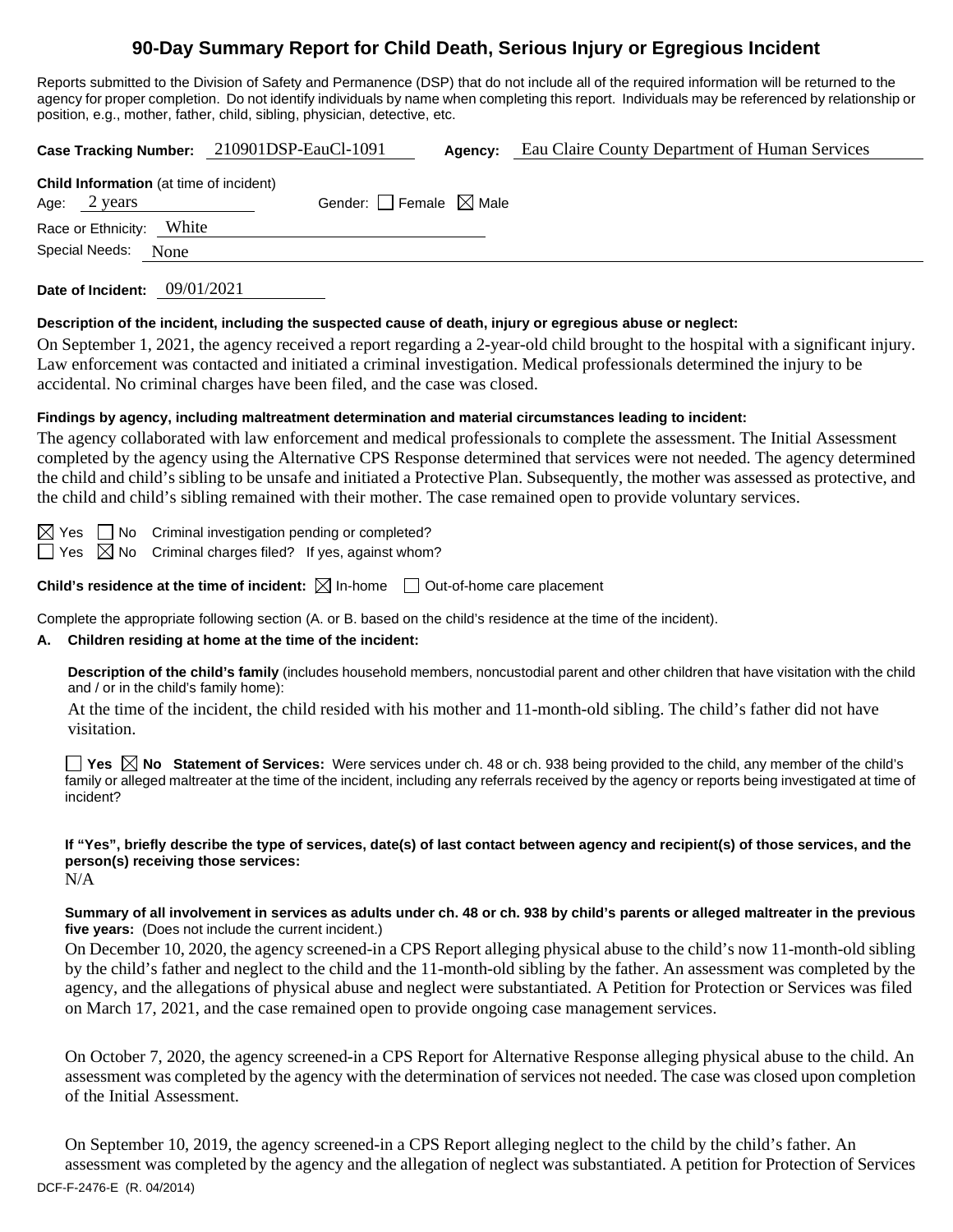# 90-Day Summary Report for Child Death, Serious Injury or Egregious Incident

Reports submitted to the Division of Safety and Permanence (DSP) that do not include all of the required information will be returned to the agency for proper completion. Do not identify individuals by name when completing this report. Individuals may be referenced by relationship or position, e.g., mother, father, child, sibling, physician, detective, etc.

**Case Tracking Number:** 210901DSP-EauCl-1091 **Agency:** Eau Claire County Department of Human Services

**Child Information** (at time of incident)

Age: 2 years Gender: ☐ Female ☒ Male

Race or Ethnicity: White

Special Needs: None

**Date of Incident:** 09/01/2021

**Description of the incident, including the suspected cause of death, injury or egregious abuse or neglect:**

On September 1, 2021, the agency received a report regarding a 2-year-old child brought to the hospital with a significant injury. Law enforcement was contacted and initiated a criminal investigation. Medical professionals determined the injury to be accidental. No criminal charges have been filed, and the case was closed.

**Findings by agency, including maltreatment determination and material circumstances leading to incident:**

The agency collaborated with law enforcement and medical professionals to complete the assessment. The Initial Assessment completed by the agency using the Alternative CPS Response determined that services were not needed. The agency determined the child and child's sibling to be unsafe and initiated a Protective Plan. Subsequently, the mother was assessed as protective, and the child and child's sibling remained with their mother. The case remained open to provide voluntary services.

☒ Yes ☐ No Criminal investigation pending or completed?

☐ Yes ☒ No Criminal charges filed? If yes, against whom?

**Child's residence at the time of incident:** ☒ In-home ☐ Out-of-home care placement

Complete the appropriate following section (A. or B. based on the child's residence at the time of the incident).

**A. Children residing at home at the time of the incident:**

**Description of the child's family** (includes household members, noncustodial parent and other children that have visitation with the child and / or in the child's family home):

At the time of the incident, the child resided with his mother and 11-month-old sibling. The child's father did not have visitation.

☐ **Yes** ☒ **No Statement of Services:** Were services under ch. 48 or ch. 938 being provided to the child, any member of the child's family or alleged maltreater at the time of the incident, including any referrals received by the agency or reports being investigated at time of incident?

**If "Yes", briefly describe the type of services, date(s) of last contact between agency and recipient(s) of those services, and the person(s) receiving those services:**

N/A

**Summary of all involvement in services as adults under ch. 48 or ch. 938 by child's parents or alleged maltreater in the previous five years:** (Does not include the current incident.)

On December 10, 2020, the agency screened-in a CPS Report alleging physical abuse to the child's now 11-month-old sibling by the child's father and neglect to the child and the 11-month-old sibling by the father. An assessment was completed by the agency, and the allegations of physical abuse and neglect were substantiated. A Petition for Protection or Services was filed on March 17, 2021, and the case remained open to provide ongoing case management services.

On October 7, 2020, the agency screened-in a CPS Report for Alternative Response alleging physical abuse to the child. An assessment was completed by the agency with the determination of services not needed. The case was closed upon completion of the Initial Assessment.

On September 10, 2019, the agency screened-in a CPS Report alleging neglect to the child by the child's father. An assessment was completed by the agency and the allegation of neglect was substantiated. A petition for Protection of Services

DCF-F-2476-E (R. 04/2014)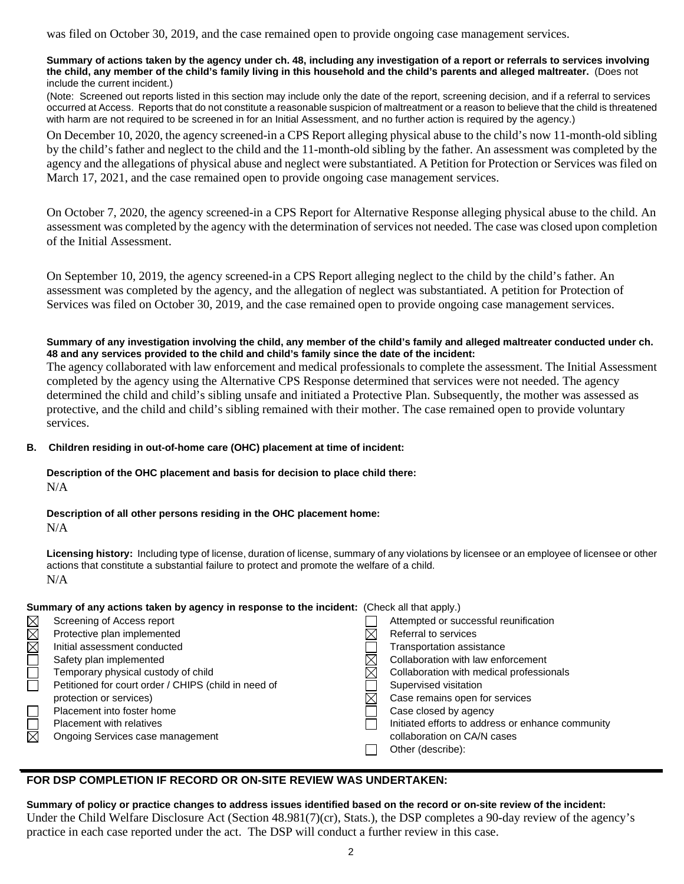was filed on October 30, 2019, and the case remained open to provide ongoing case management services.

**Summary of actions taken by the agency under ch. 48, including any investigation of a report or referrals to services involving the child, any member of the child's family living in this household and the child's parents and alleged maltreater.** (Does not include the current incident.)

(Note: Screened out reports listed in this section may include only the date of the report, screening decision, and if a referral to services occurred at Access. Reports that do not constitute a reasonable suspicion of maltreatment or a reason to believe that the child is threatened with harm are not required to be screened in for an Initial Assessment, and no further action is required by the agency.)

On December 10, 2020, the agency screened-in a CPS Report alleging physical abuse to the child's now 11-month-old sibling by the child's father and neglect to the child and the 11-month-old sibling by the father. An assessment was completed by the agency and the allegations of physical abuse and neglect were substantiated. A Petition for Protection or Services was filed on March 17, 2021, and the case remained open to provide ongoing case management services.

On October 7, 2020, the agency screened-in a CPS Report for Alternative Response alleging physical abuse to the child. An assessment was completed by the agency with the determination of services not needed. The case was closed upon completion of the Initial Assessment.

On September 10, 2019, the agency screened-in a CPS Report alleging neglect to the child by the child's father. An assessment was completed by the agency, and the allegation of neglect was substantiated. A petition for Protection of Services was filed on October 30, 2019, and the case remained open to provide ongoing case management services.

**Summary of any investigation involving the child, any member of the child's family and alleged maltreater conducted under ch. 48 and any services provided to the child and child's family since the date of the incident:**

The agency collaborated with law enforcement and medical professionals to complete the assessment. The Initial Assessment completed by the agency using the Alternative CPS Response determined that services were not needed. The agency determined the child and child's sibling unsafe and initiated a Protective Plan. Subsequently, the mother was assessed as protective, and the child and child's sibling remained with their mother. The case remained open to provide voluntary services.

**B. Children residing in out-of-home care (OHC) placement at time of incident:**

**Description of the OHC placement and basis for decision to place child there:**

N/A

**Description of all other persons residing in the OHC placement home:**

N/A

**Licensing history:** Including type of license, duration of license, summary of any violations by licensee or an employee of licensee or other actions that constitute a substantial failure to protect and promote the welfare of a child.

N/A

**Summary of any actions taken by agency in response to the incident:** (Check all that apply.)

- ☒ Screening of Access report
- ☒ Protective plan implemented
- ☒ Initial assessment conducted
- ☐ Safety plan implemented
- ☐ Temporary physical custody of child
- ☐ Petitioned for court order / CHIPS (child in need of protection or services)
- ☐ Placement into foster home
- ☐ Placement with relatives
- ☒ Ongoing Services case management
- ☐ Attempted or successful reunification
- ☒ Referral to services
- ☐ Transportation assistance
- ☒ Collaboration with law enforcement
- ☒ Collaboration with medical professionals
- ☐ Supervised visitation
- ☒ Case remains open for services
- ☐ Case closed by agency
- ☐ Initiated efforts to address or enhance community collaboration on CA/N cases
- ☐ Other (describe):

## FOR DSP COMPLETION IF RECORD OR ON-SITE REVIEW WAS UNDERTAKEN:

**Summary of policy or practice changes to address issues identified based on the record or on-site review of the incident:**

Under the Child Welfare Disclosure Act (Section 48.981(7)(cr), Stats.), the DSP completes a 90-day review of the agency's practice in each case reported under the act. The DSP will conduct a further review in this case.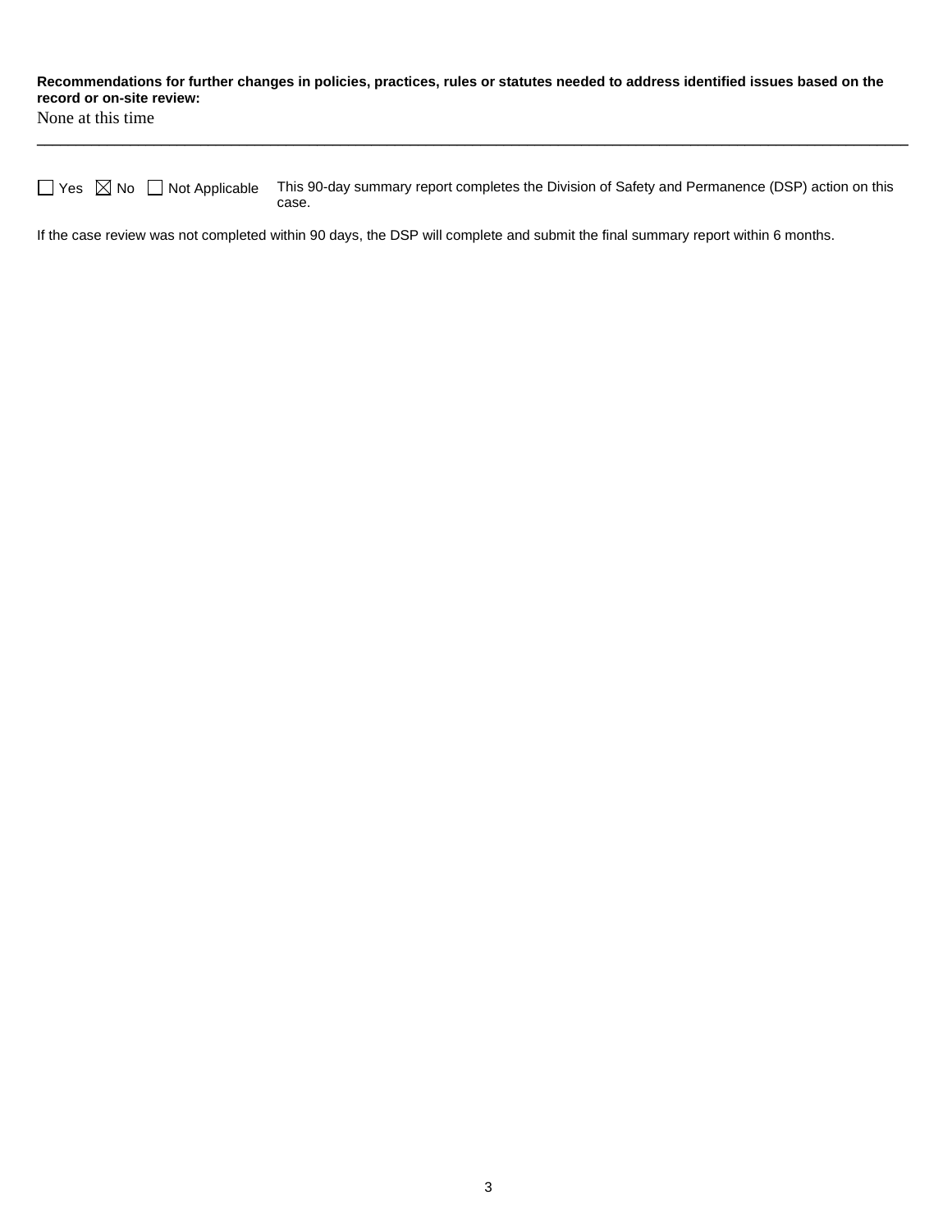**Recommendations for further changes in policies, practices, rules or statutes needed to address identified issues based on the record or on-site review:**

None at this time

---

☐ Yes ☒ No ☐ Not Applicable This 90-day summary report completes the Division of Safety and Permanence (DSP) action on this case.

If the case review was not completed within 90 days, the DSP will complete and submit the final summary report within 6 months.